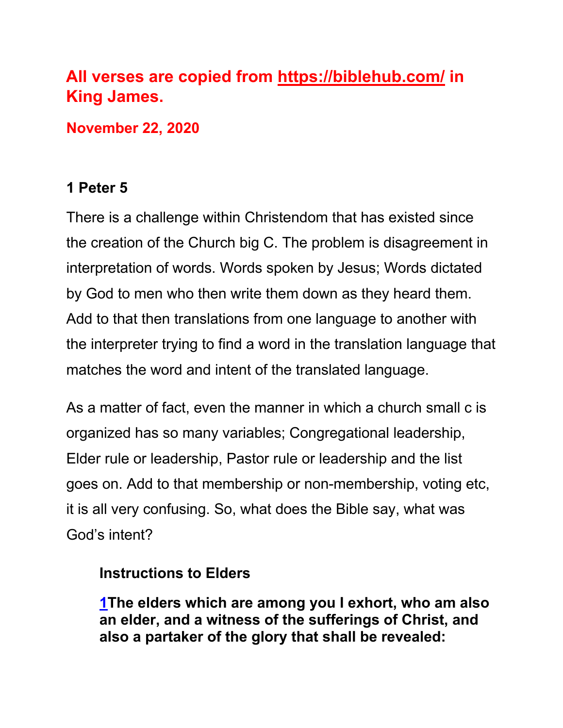**All verses are copied from https://biblehub.com/ in King James.**

**November 22, 2020**

**1 Peter 5**

There is a challenge within Christendom that has existed since the creation of the Church big C. The problem is disagreement in interpretation of words. Words spoken by Jesus; Words dictated by God to men who then write them down as they heard them. Add to that then translations from one language to another with the interpreter trying to find a word in the translation language that matches the word and intent of the translated language.

As a matter of fact, even the manner in which a church small c is organized has so many variables; Congregational leadership, Elder rule or leadership, Pastor rule or leadership and the list goes on. Add to that membership or non-membership, voting etc, it is all very confusing. So, what does the Bible say, what was God's intent?

> **Instructions to Elders**
>
> **1The elders which are among you I exhort, who am also an elder, and a witness of the sufferings of Christ, and also a partaker of the glory that shall be revealed:**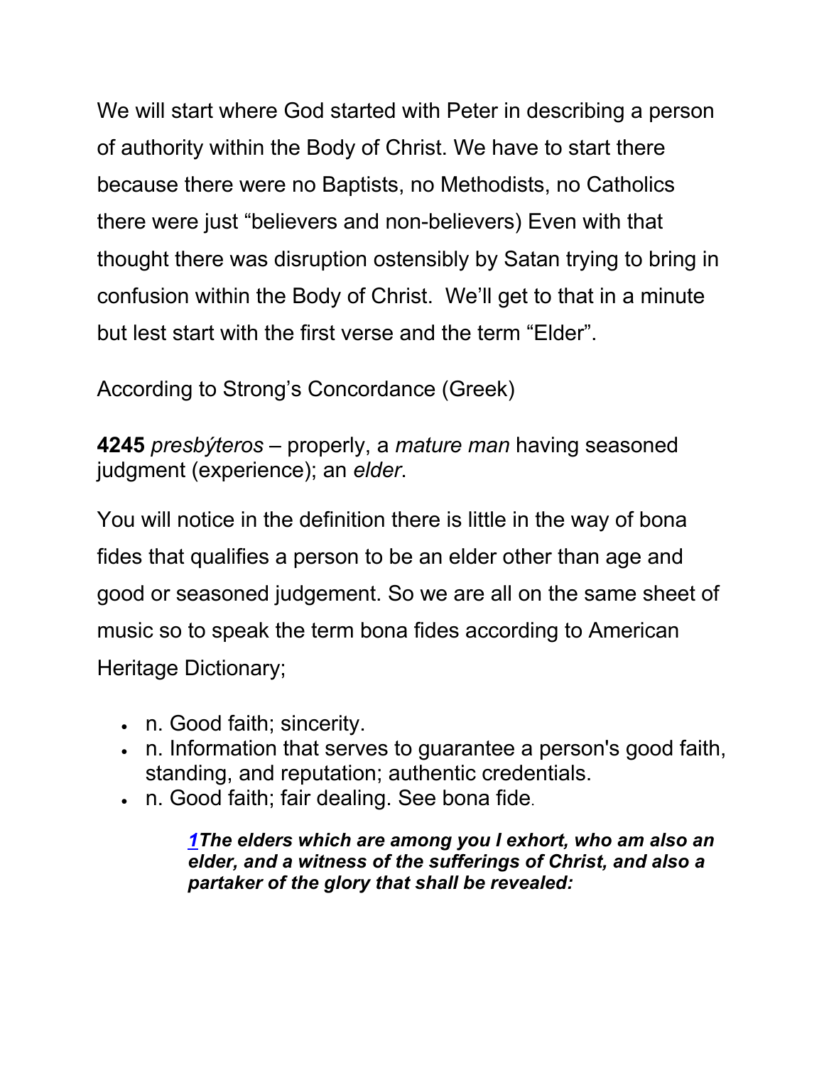We will start where God started with Peter in describing a person of authority within the Body of Christ. We have to start there because there were no Baptists, no Methodists, no Catholics there were just “believers and non-believers) Even with that thought there was disruption ostensibly by Satan trying to bring in confusion within the Body of Christ. We’ll get to that in a minute but lest start with the first verse and the term “Elder”.

According to Strong’s Concordance (Greek)

**4245** *presbýteros* – properly, a *mature man* having seasoned judgment (experience); an *elder*.

You will notice in the definition there is little in the way of bona fides that qualifies a person to be an elder other than age and good or seasoned judgement. So we are all on the same sheet of music so to speak the term bona fides according to American Heritage Dictionary;

- n. Good faith; sincerity.
- n. Information that serves to guarantee a person's good faith, standing, and reputation; authentic credentials.
- n. Good faith; fair dealing. See bona fide.

> ***1The elders which are among you I exhort, who am also an elder, and a witness of the sufferings of Christ, and also a partaker of the glory that shall be revealed:***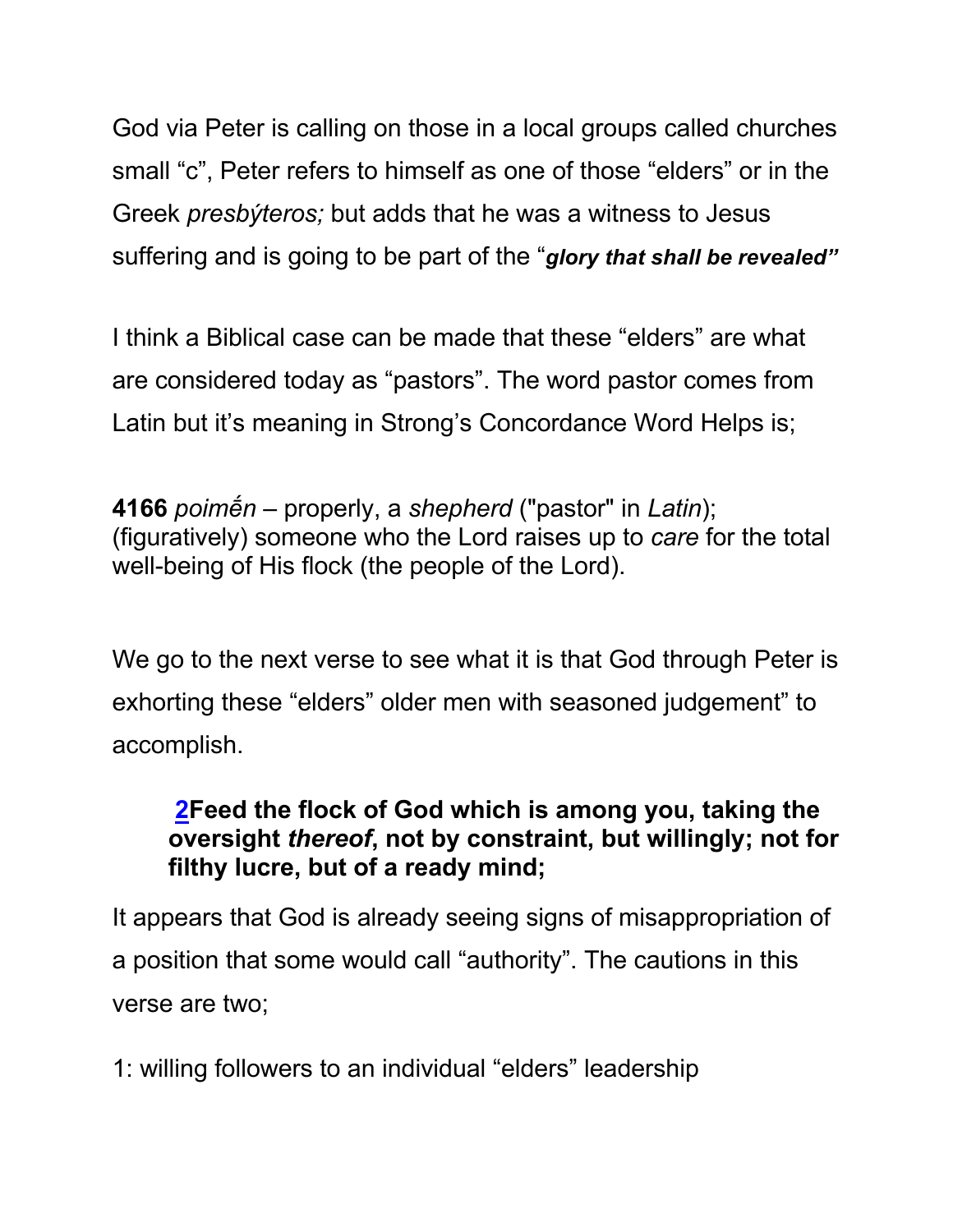God via Peter is calling on those in a local groups called churches small "c", Peter refers to himself as one of those "elders" or in the Greek *presbýteros;* but adds that he was a witness to Jesus suffering and is going to be part of the "***glory that shall be revealed"***

I think a Biblical case can be made that these "elders" are what are considered today as "pastors". The word pastor comes from Latin but it's meaning in Strong's Concordance Word Helps is;

**4166** *poimḗn* – properly, a *shepherd* ("pastor" in *Latin*); (figuratively) someone who the Lord raises up to *care* for the total well-being of His flock (the people of the Lord).

We go to the next verse to see what it is that God through Peter is exhorting these "elders" older men with seasoned judgement" to accomplish.

> **2Feed the flock of God which is among you, taking the oversight *thereof*, not by constraint, but willingly; not for filthy lucre, but of a ready mind;**

It appears that God is already seeing signs of misappropriation of a position that some would call "authority". The cautions in this verse are two;

1: willing followers to an individual "elders" leadership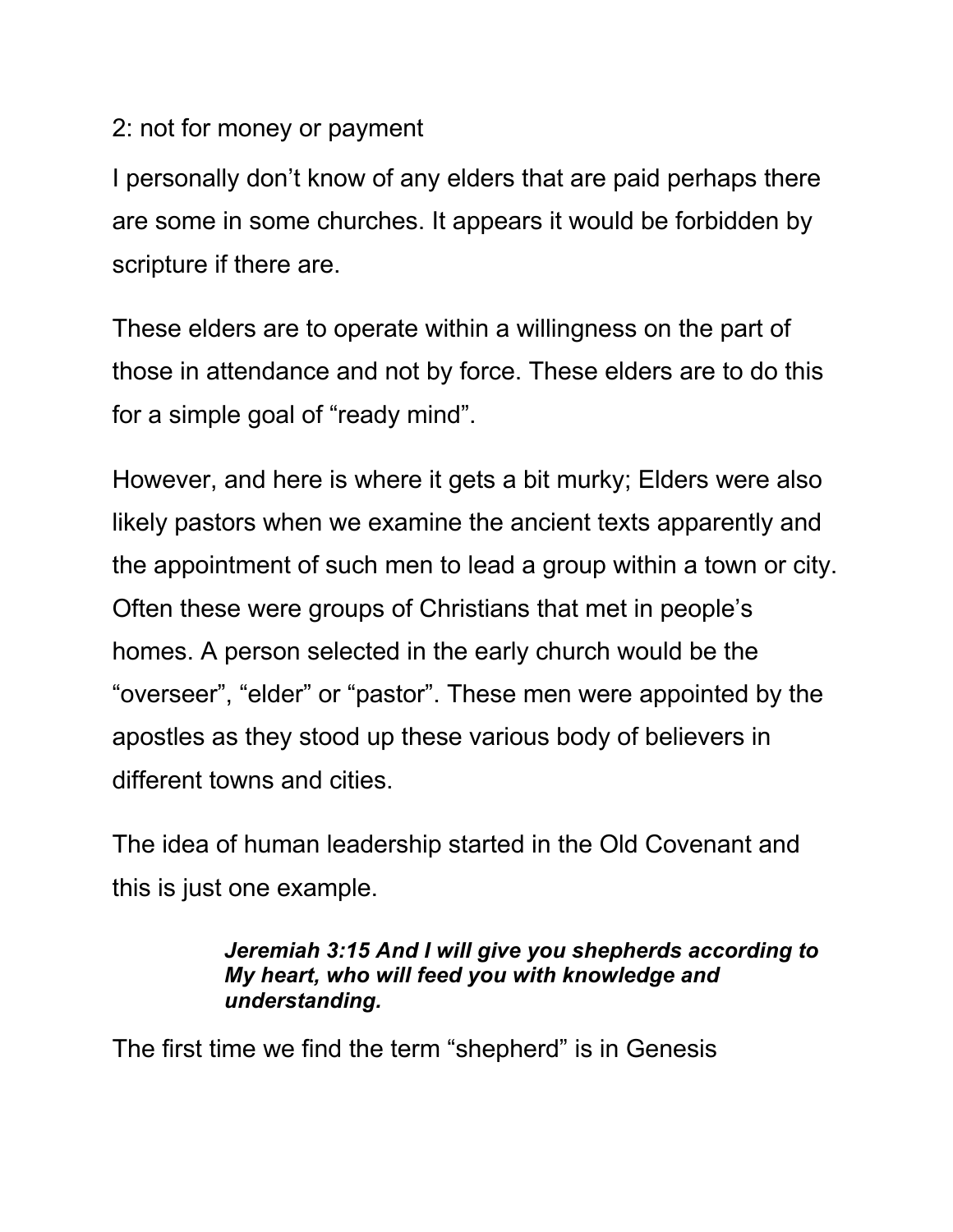2: not for money or payment

I personally don't know of any elders that are paid perhaps there are some in some churches. It appears it would be forbidden by scripture if there are.

These elders are to operate within a willingness on the part of those in attendance and not by force. These elders are to do this for a simple goal of "ready mind".

However, and here is where it gets a bit murky; Elders were also likely pastors when we examine the ancient texts apparently and the appointment of such men to lead a group within a town or city. Often these were groups of Christians that met in people's homes. A person selected in the early church would be the "overseer", "elder" or "pastor". These men were appointed by the apostles as they stood up these various body of believers in different towns and cities.

The idea of human leadership started in the Old Covenant and this is just one example.

> ***Jeremiah 3:15 And I will give you shepherds according to My heart, who will feed you with knowledge and understanding.***

The first time we find the term "shepherd" is in Genesis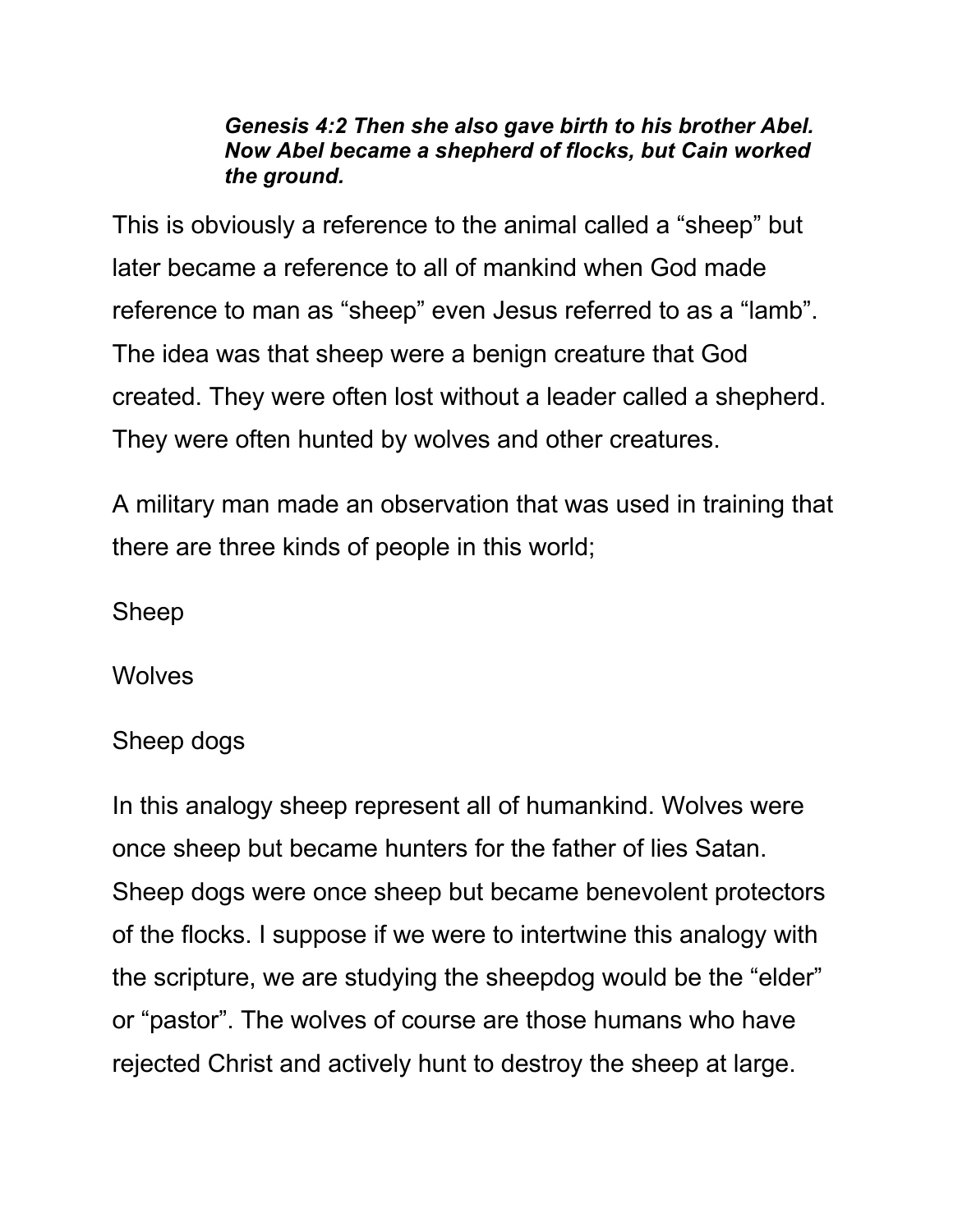***Genesis 4:2 Then she also gave birth to his brother Abel. Now Abel became a shepherd of flocks, but Cain worked the ground.***

This is obviously a reference to the animal called a “sheep” but later became a reference to all of mankind when God made reference to man as “sheep” even Jesus referred to as a “lamb”. The idea was that sheep were a benign creature that God created. They were often lost without a leader called a shepherd. They were often hunted by wolves and other creatures.

A military man made an observation that was used in training that there are three kinds of people in this world;

Sheep

Wolves

Sheep dogs

In this analogy sheep represent all of humankind. Wolves were once sheep but became hunters for the father of lies Satan. Sheep dogs were once sheep but became benevolent protectors of the flocks. I suppose if we were to intertwine this analogy with the scripture, we are studying the sheepdog would be the “elder” or “pastor”. The wolves of course are those humans who have rejected Christ and actively hunt to destroy the sheep at large.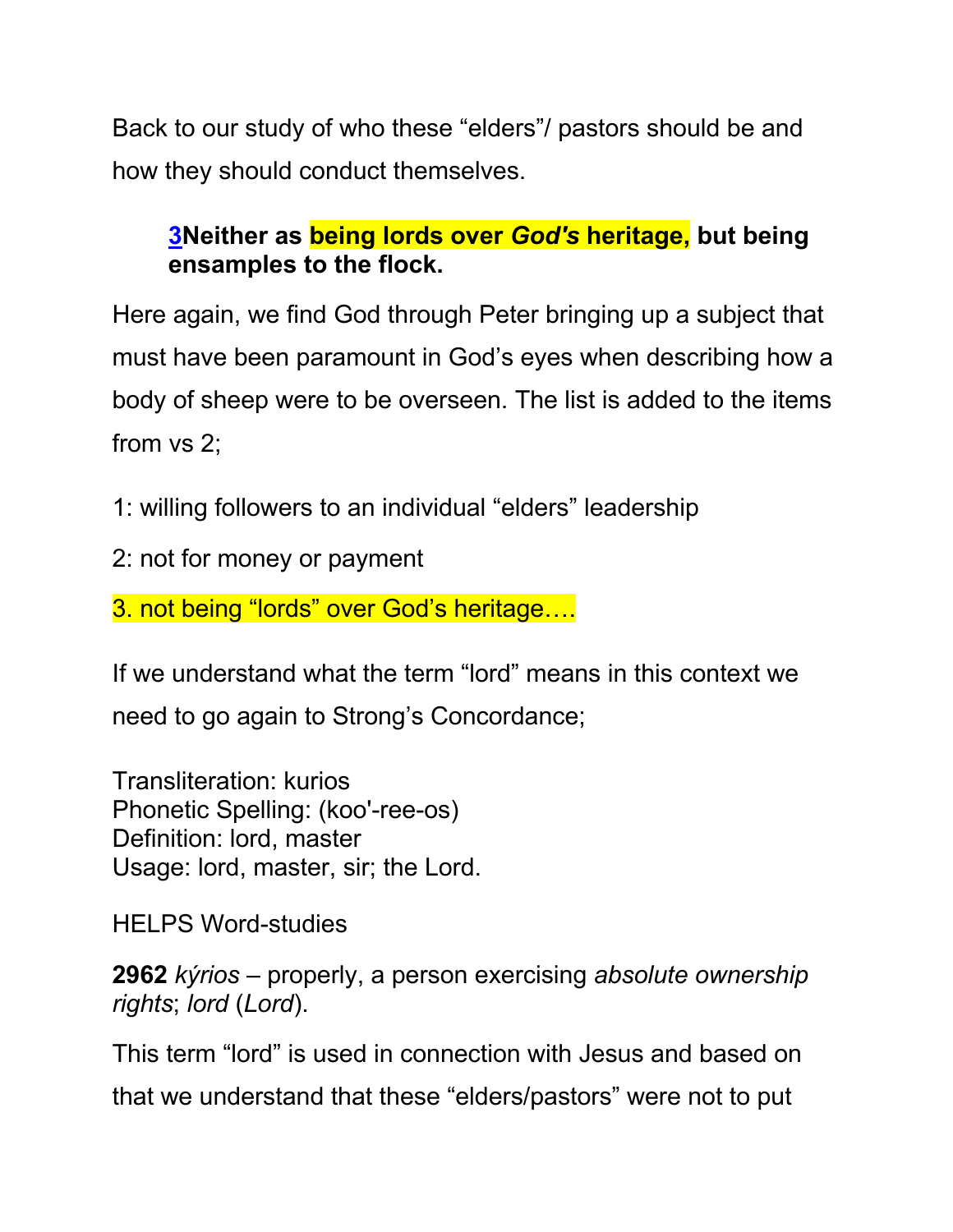Back to our study of who these “elders”/ pastors should be and how they should conduct themselves.

> **3Neither as being lords over *God's* heritage, but being ensamples to the flock.**

Here again, we find God through Peter bringing up a subject that must have been paramount in God’s eyes when describing how a body of sheep were to be overseen. The list is added to the items from vs 2;

1: willing followers to an individual “elders” leadership

2: not for money or payment

3. not being “lords” over God’s heritage….

If we understand what the term “lord” means in this context we need to go again to Strong’s Concordance;

Transliteration: kurios
Phonetic Spelling: (koo'-ree-os)
Definition: lord, master
Usage: lord, master, sir; the Lord.

HELPS Word-studies

**2962** *kýrios* – properly, a person exercising *absolute ownership rights*; *lord* (*Lord*).

This term “lord” is used in connection with Jesus and based on that we understand that these “elders/pastors” were not to put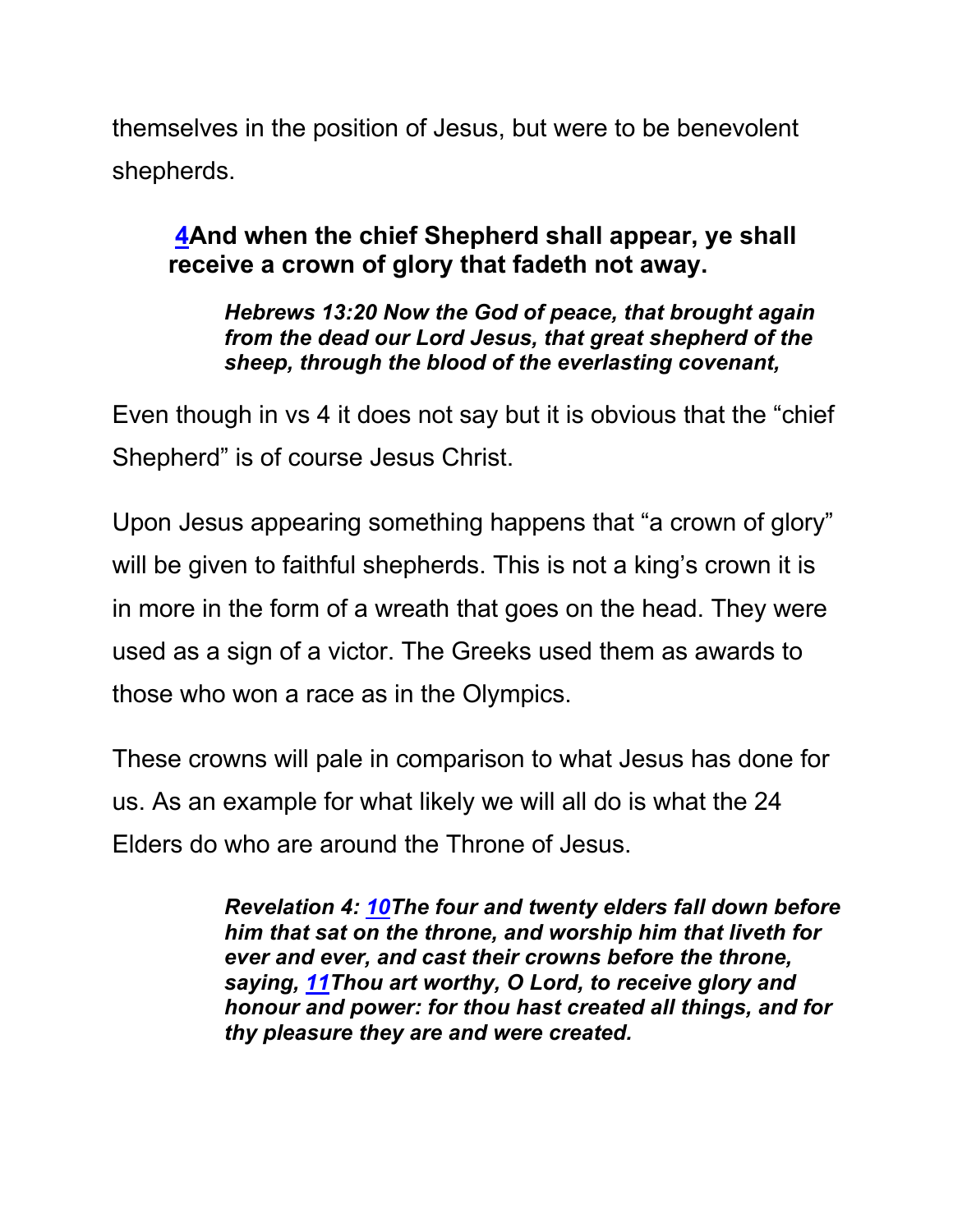themselves in the position of Jesus, but were to be benevolent shepherds.

> **4And when the chief Shepherd shall appear, ye shall receive a crown of glory that fadeth not away.**

> ***Hebrews 13:20 Now the God of peace, that brought again from the dead our Lord Jesus, that great shepherd of the sheep, through the blood of the everlasting covenant,***

Even though in vs 4 it does not say but it is obvious that the “chief Shepherd” is of course Jesus Christ.

Upon Jesus appearing something happens that “a crown of glory” will be given to faithful shepherds. This is not a king’s crown it is in more in the form of a wreath that goes on the head. They were used as a sign of a victor. The Greeks used them as awards to those who won a race as in the Olympics.

These crowns will pale in comparison to what Jesus has done for us. As an example for what likely we will all do is what the 24 Elders do who are around the Throne of Jesus.

> ***Revelation 4: 10The four and twenty elders fall down before him that sat on the throne, and worship him that liveth for ever and ever, and cast their crowns before the throne, saying, 11Thou art worthy, O Lord, to receive glory and honour and power: for thou hast created all things, and for thy pleasure they are and were created.***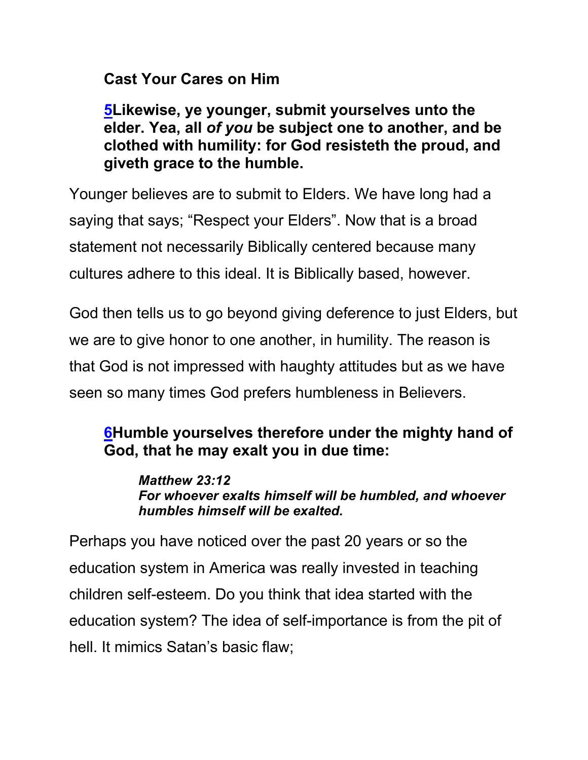**Cast Your Cares on Him**

**5Likewise, ye younger, submit yourselves unto the elder. Yea, all *of you* be subject one to another, and be clothed with humility: for God resisteth the proud, and giveth grace to the humble.**

Younger believes are to submit to Elders. We have long had a saying that says; "Respect your Elders". Now that is a broad statement not necessarily Biblically centered because many cultures adhere to this ideal. It is Biblically based, however.

God then tells us to go beyond giving deference to just Elders, but we are to give honor to one another, in humility. The reason is that God is not impressed with haughty attitudes but as we have seen so many times God prefers humbleness in Believers.

**6Humble yourselves therefore under the mighty hand of God, that he may exalt you in due time:**

> ***Matthew 23:12***
> ***For whoever exalts himself will be humbled, and whoever humbles himself will be exalted.***

Perhaps you have noticed over the past 20 years or so the education system in America was really invested in teaching children self-esteem. Do you think that idea started with the education system? The idea of self-importance is from the pit of hell. It mimics Satan's basic flaw;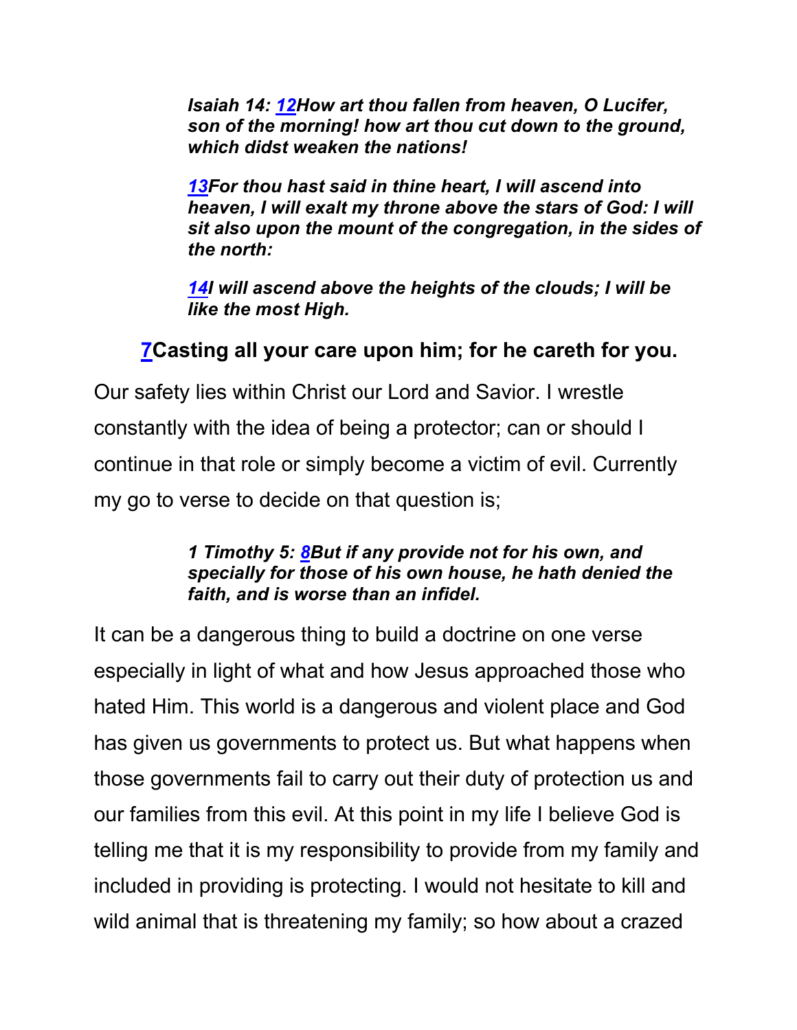*Isaiah 14: 12How art thou fallen from heaven, O Lucifer, son of the morning! how art thou cut down to the ground, which didst weaken the nations!*

*13For thou hast said in thine heart, I will ascend into heaven, I will exalt my throne above the stars of God: I will sit also upon the mount of the congregation, in the sides of the north:*

*14I will ascend above the heights of the clouds; I will be like the most High.*

**7Casting all your care upon him; for he careth for you.**

Our safety lies within Christ our Lord and Savior. I wrestle constantly with the idea of being a protector; can or should I continue in that role or simply become a victim of evil. Currently my go to verse to decide on that question is;

*1 Timothy 5: 8But if any provide not for his own, and specially for those of his own house, he hath denied the faith, and is worse than an infidel.*

It can be a dangerous thing to build a doctrine on one verse especially in light of what and how Jesus approached those who hated Him. This world is a dangerous and violent place and God has given us governments to protect us. But what happens when those governments fail to carry out their duty of protection us and our families from this evil. At this point in my life I believe God is telling me that it is my responsibility to provide from my family and included in providing is protecting. I would not hesitate to kill and wild animal that is threatening my family; so how about a crazed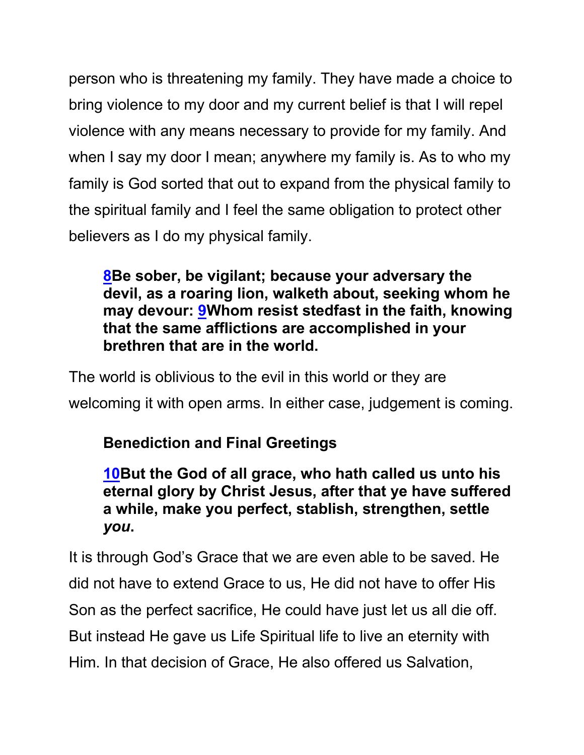person who is threatening my family. They have made a choice to bring violence to my door and my current belief is that I will repel violence with any means necessary to provide for my family. And when I say my door I mean; anywhere my family is. As to who my family is God sorted that out to expand from the physical family to the spiritual family and I feel the same obligation to protect other believers as I do my physical family.

> **8Be sober, be vigilant; because your adversary the devil, as a roaring lion, walketh about, seeking whom he may devour: 9Whom resist stedfast in the faith, knowing that the same afflictions are accomplished in your brethren that are in the world.**

The world is oblivious to the evil in this world or they are welcoming it with open arms. In either case, judgement is coming.

> **Benediction and Final Greetings**
>
> **10But the God of all grace, who hath called us unto his eternal glory by Christ Jesus, after that ye have suffered a while, make you perfect, stablish, strengthen, settle *you*.**

It is through God's Grace that we are even able to be saved. He did not have to extend Grace to us, He did not have to offer His Son as the perfect sacrifice, He could have just let us all die off. But instead He gave us Life Spiritual life to live an eternity with Him. In that decision of Grace, He also offered us Salvation,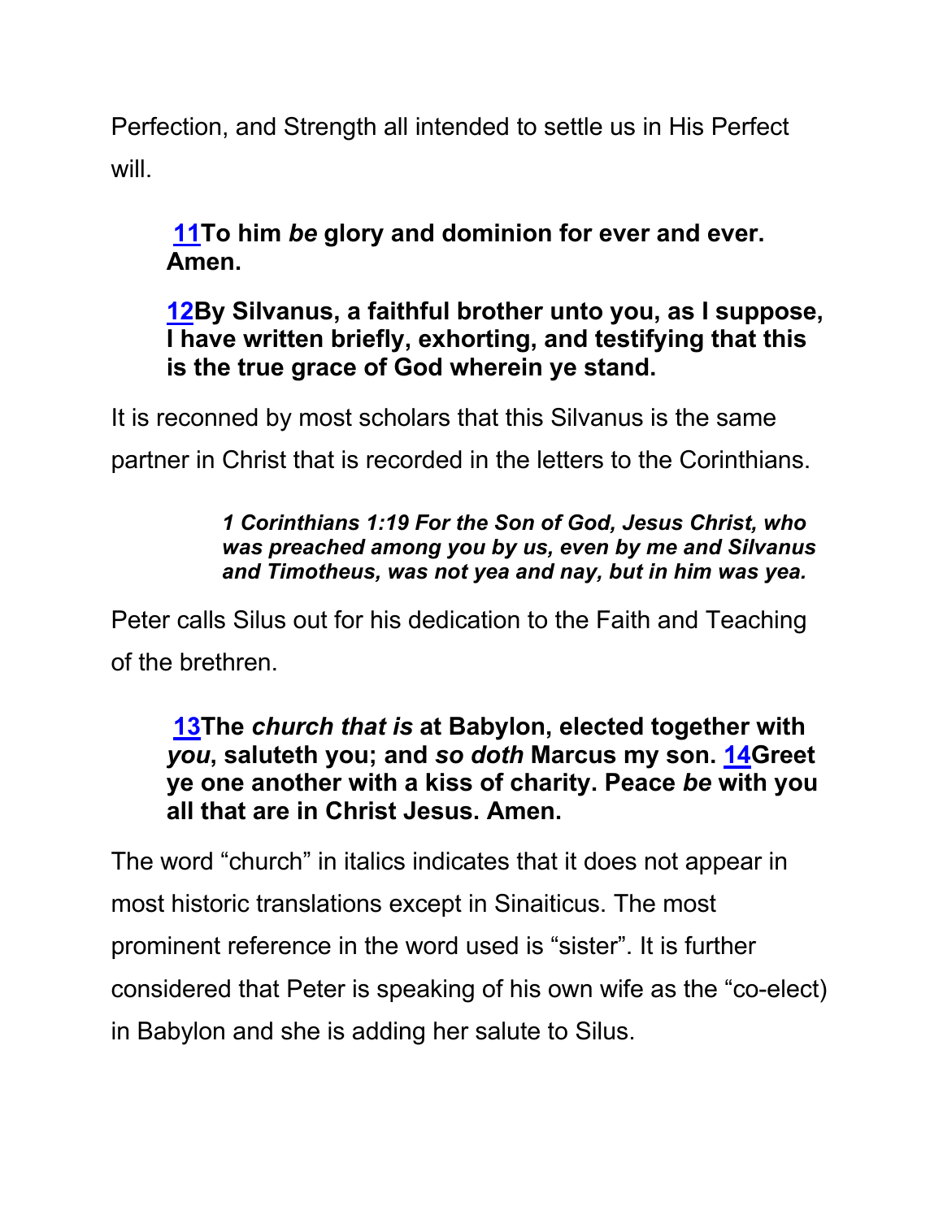Perfection, and Strength all intended to settle us in His Perfect will.

> **11To him *be* glory and dominion for ever and ever. Amen.**
>
> **12By Silvanus, a faithful brother unto you, as I suppose, I have written briefly, exhorting, and testifying that this is the true grace of God wherein ye stand.**

It is reconned by most scholars that this Silvanus is the same partner in Christ that is recorded in the letters to the Corinthians.

> ***1 Corinthians 1:19 For the Son of God, Jesus Christ, who was preached among you by us, even by me and Silvanus and Timotheus, was not yea and nay, but in him was yea.***

Peter calls Silus out for his dedication to the Faith and Teaching of the brethren.

> **13The *church that is* at Babylon, elected together with *you*, saluteth you; and *so doth* Marcus my son. 14Greet ye one another with a kiss of charity. Peace *be* with you all that are in Christ Jesus. Amen.**

The word “church” in italics indicates that it does not appear in most historic translations except in Sinaiticus. The most prominent reference in the word used is “sister”. It is further considered that Peter is speaking of his own wife as the “co-elect) in Babylon and she is adding her salute to Silus.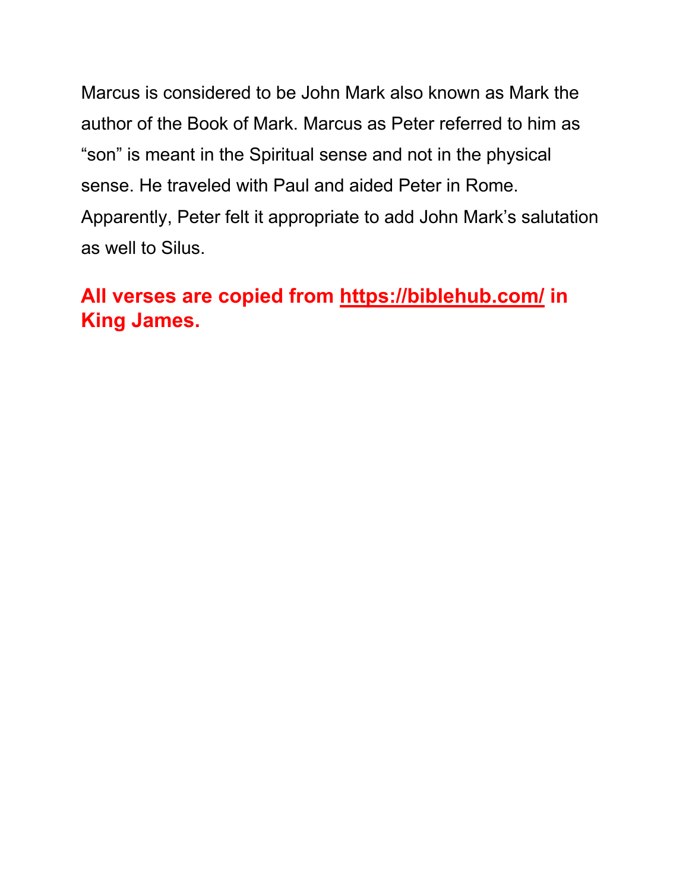Marcus is considered to be John Mark also known as Mark the author of the Book of Mark. Marcus as Peter referred to him as "son" is meant in the Spiritual sense and not in the physical sense. He traveled with Paul and aided Peter in Rome. Apparently, Peter felt it appropriate to add John Mark's salutation as well to Silus.

**All verses are copied from [https://biblehub.com/](https://biblehub.com/) in King James.**